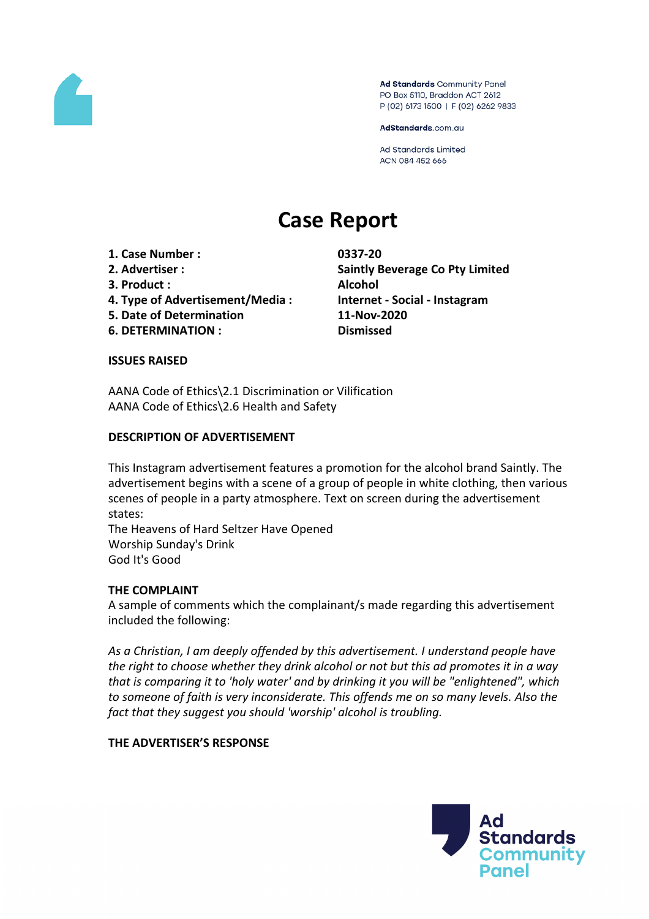Ad Standards Community Panel
PO Box 5110, Braddon ACT 2612
P (02) 6173 1500 | F (02) 6262 9833

AdStandards.com.au

Ad Standards Limited
ACN 084 452 666

# Case Report

| | |
|---|---|
| **1. Case Number :** | **0337-20** |
| **2. Advertiser :** | **Saintly Beverage Co Pty Limited** |
| **3. Product :** | **Alcohol** |
| **4. Type of Advertisement/Media :** | **Internet - Social - Instagram** |
| **5. Date of Determination** | **11-Nov-2020** |
| **6. DETERMINATION :** | **Dismissed** |

**ISSUES RAISED**

AANA Code of Ethics\2.1 Discrimination or Vilification
AANA Code of Ethics\2.6 Health and Safety

**DESCRIPTION OF ADVERTISEMENT**

This Instagram advertisement features a promotion for the alcohol brand Saintly. The advertisement begins with a scene of a group of people in white clothing, then various scenes of people in a party atmosphere. Text on screen during the advertisement states:
The Heavens of Hard Seltzer Have Opened
Worship Sunday's Drink
God It's Good

**THE COMPLAINT**

A sample of comments which the complainant/s made regarding this advertisement included the following:

*As a Christian, I am deeply offended by this advertisement. I understand people have the right to choose whether they drink alcohol or not but this ad promotes it in a way that is comparing it to 'holy water' and by drinking it you will be "enlightened", which to someone of faith is very inconsiderate. This offends me on so many levels. Also the fact that they suggest you should 'worship' alcohol is troubling.*

**THE ADVERTISER'S RESPONSE**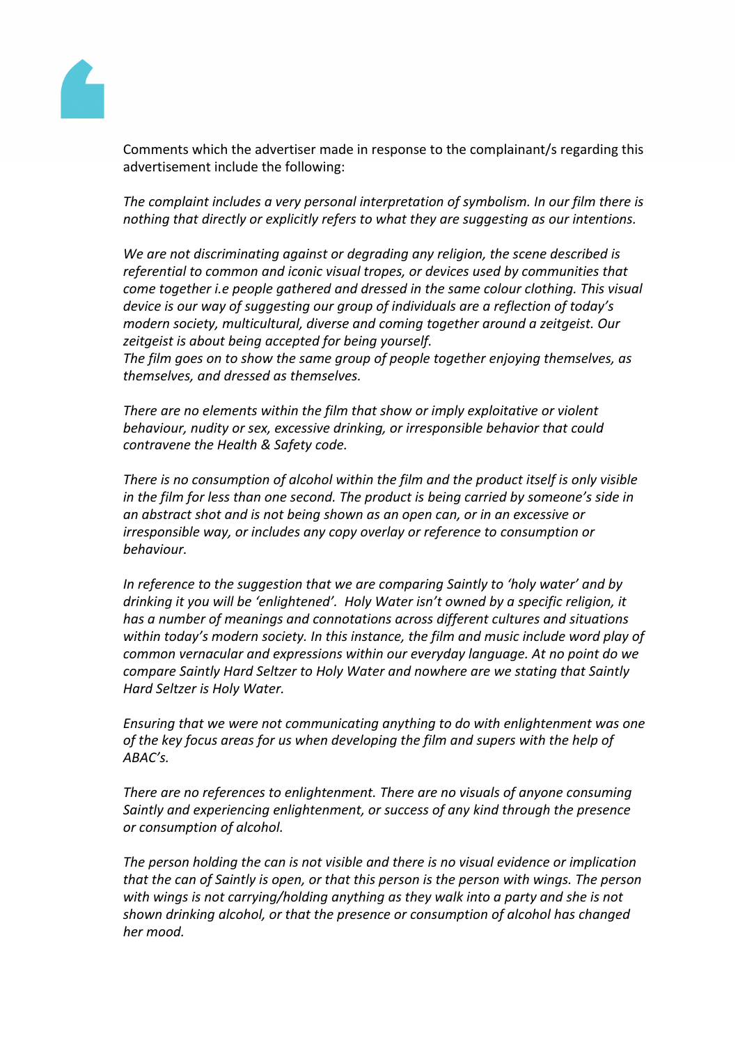Comments which the advertiser made in response to the complainant/s regarding this advertisement include the following:

*The complaint includes a very personal interpretation of symbolism. In our film there is nothing that directly or explicitly refers to what they are suggesting as our intentions.*

*We are not discriminating against or degrading any religion, the scene described is referential to common and iconic visual tropes, or devices used by communities that come together i.e people gathered and dressed in the same colour clothing. This visual device is our way of suggesting our group of individuals are a reflection of today's modern society, multicultural, diverse and coming together around a zeitgeist. Our zeitgeist is about being accepted for being yourself.*
*The film goes on to show the same group of people together enjoying themselves, as themselves, and dressed as themselves.*

*There are no elements within the film that show or imply exploitative or violent behaviour, nudity or sex, excessive drinking, or irresponsible behavior that could contravene the Health & Safety code.*

*There is no consumption of alcohol within the film and the product itself is only visible in the film for less than one second. The product is being carried by someone's side in an abstract shot and is not being shown as an open can, or in an excessive or irresponsible way, or includes any copy overlay or reference to consumption or behaviour.*

*In reference to the suggestion that we are comparing Saintly to 'holy water' and by drinking it you will be 'enlightened'. Holy Water isn't owned by a specific religion, it has a number of meanings and connotations across different cultures and situations within today's modern society. In this instance, the film and music include word play of common vernacular and expressions within our everyday language. At no point do we compare Saintly Hard Seltzer to Holy Water and nowhere are we stating that Saintly Hard Seltzer is Holy Water.*

*Ensuring that we were not communicating anything to do with enlightenment was one of the key focus areas for us when developing the film and supers with the help of ABAC's.*

*There are no references to enlightenment. There are no visuals of anyone consuming Saintly and experiencing enlightenment, or success of any kind through the presence or consumption of alcohol.*

*The person holding the can is not visible and there is no visual evidence or implication that the can of Saintly is open, or that this person is the person with wings. The person with wings is not carrying/holding anything as they walk into a party and she is not shown drinking alcohol, or that the presence or consumption of alcohol has changed her mood.*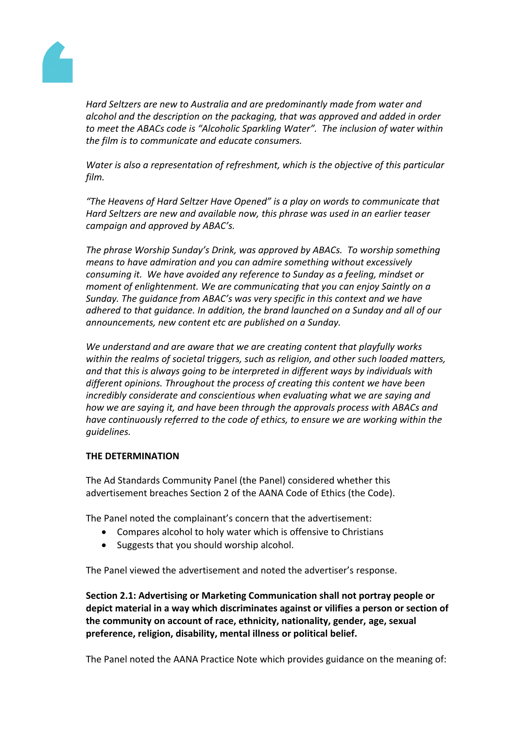*Hard Seltzers are new to Australia and are predominantly made from water and alcohol and the description on the packaging, that was approved and added in order to meet the ABACs code is "Alcoholic Sparkling Water". The inclusion of water within the film is to communicate and educate consumers.*

*Water is also a representation of refreshment, which is the objective of this particular film.*

*"The Heavens of Hard Seltzer Have Opened" is a play on words to communicate that Hard Seltzers are new and available now, this phrase was used in an earlier teaser campaign and approved by ABAC's.*

*The phrase Worship Sunday's Drink, was approved by ABACs. To worship something means to have admiration and you can admire something without excessively consuming it. We have avoided any reference to Sunday as a feeling, mindset or moment of enlightenment. We are communicating that you can enjoy Saintly on a Sunday. The guidance from ABAC's was very specific in this context and we have adhered to that guidance. In addition, the brand launched on a Sunday and all of our announcements, new content etc are published on a Sunday.*

*We understand and are aware that we are creating content that playfully works within the realms of societal triggers, such as religion, and other such loaded matters, and that this is always going to be interpreted in different ways by individuals with different opinions. Throughout the process of creating this content we have been incredibly considerate and conscientious when evaluating what we are saying and how we are saying it, and have been through the approvals process with ABACs and have continuously referred to the code of ethics, to ensure we are working within the guidelines.*

**THE DETERMINATION**

The Ad Standards Community Panel (the Panel) considered whether this advertisement breaches Section 2 of the AANA Code of Ethics (the Code).

The Panel noted the complainant's concern that the advertisement:

- Compares alcohol to holy water which is offensive to Christians
- Suggests that you should worship alcohol.

The Panel viewed the advertisement and noted the advertiser's response.

**Section 2.1: Advertising or Marketing Communication shall not portray people or depict material in a way which discriminates against or vilifies a person or section of the community on account of race, ethnicity, nationality, gender, age, sexual preference, religion, disability, mental illness or political belief.**

The Panel noted the AANA Practice Note which provides guidance on the meaning of: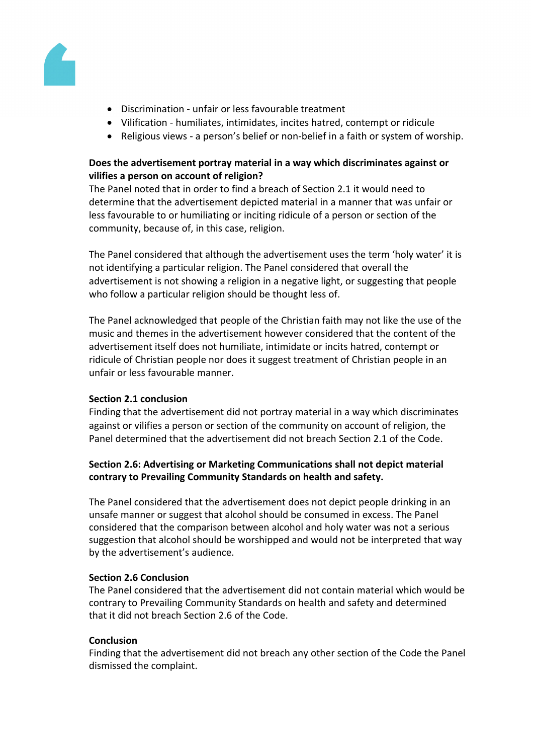- Discrimination - unfair or less favourable treatment
- Vilification - humiliates, intimidates, incites hatred, contempt or ridicule
- Religious views - a person's belief or non-belief in a faith or system of worship.

**Does the advertisement portray material in a way which discriminates against or vilifies a person on account of religion?**

The Panel noted that in order to find a breach of Section 2.1 it would need to determine that the advertisement depicted material in a manner that was unfair or less favourable to or humiliating or inciting ridicule of a person or section of the community, because of, in this case, religion.

The Panel considered that although the advertisement uses the term 'holy water' it is not identifying a particular religion. The Panel considered that overall the advertisement is not showing a religion in a negative light, or suggesting that people who follow a particular religion should be thought less of.

The Panel acknowledged that people of the Christian faith may not like the use of the music and themes in the advertisement however considered that the content of the advertisement itself does not humiliate, intimidate or incits hatred, contempt or ridicule of Christian people nor does it suggest treatment of Christian people in an unfair or less favourable manner.

**Section 2.1 conclusion**

Finding that the advertisement did not portray material in a way which discriminates against or vilifies a person or section of the community on account of religion, the Panel determined that the advertisement did not breach Section 2.1 of the Code.

**Section 2.6: Advertising or Marketing Communications shall not depict material contrary to Prevailing Community Standards on health and safety.**

The Panel considered that the advertisement does not depict people drinking in an unsafe manner or suggest that alcohol should be consumed in excess. The Panel considered that the comparison between alcohol and holy water was not a serious suggestion that alcohol should be worshipped and would not be interpreted that way by the advertisement's audience.

**Section 2.6 Conclusion**

The Panel considered that the advertisement did not contain material which would be contrary to Prevailing Community Standards on health and safety and determined that it did not breach Section 2.6 of the Code.

**Conclusion**

Finding that the advertisement did not breach any other section of the Code the Panel dismissed the complaint.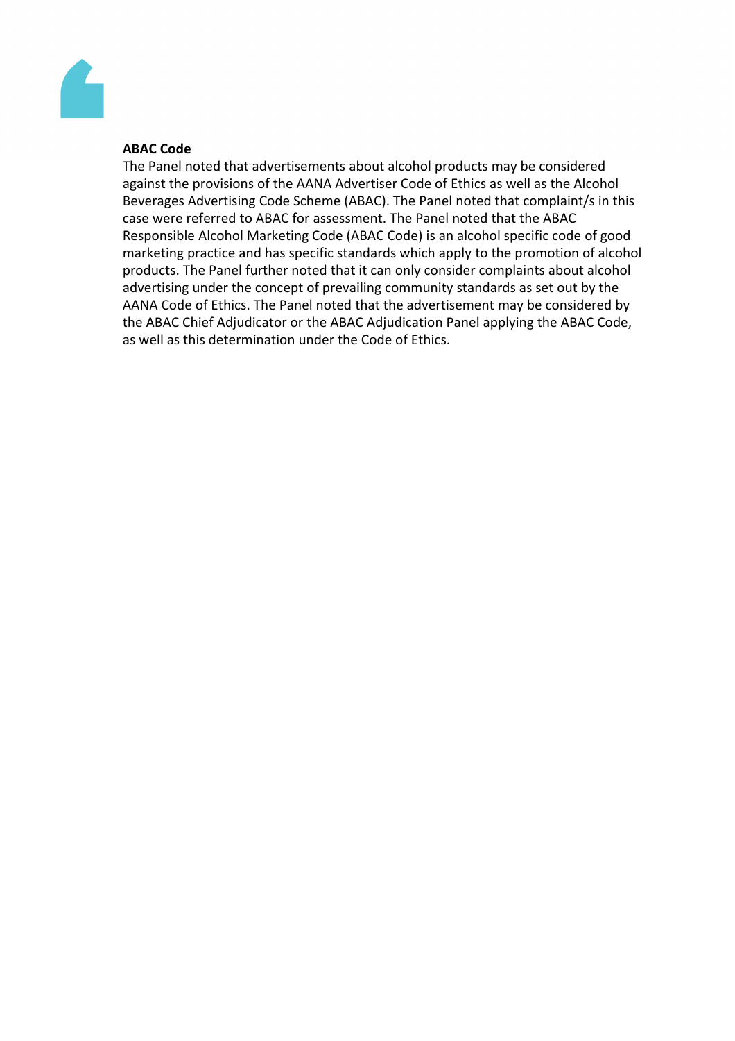**ABAC Code**

The Panel noted that advertisements about alcohol products may be considered against the provisions of the AANA Advertiser Code of Ethics as well as the Alcohol Beverages Advertising Code Scheme (ABAC). The Panel noted that complaint/s in this case were referred to ABAC for assessment. The Panel noted that the ABAC Responsible Alcohol Marketing Code (ABAC Code) is an alcohol specific code of good marketing practice and has specific standards which apply to the promotion of alcohol products. The Panel further noted that it can only consider complaints about alcohol advertising under the concept of prevailing community standards as set out by the AANA Code of Ethics. The Panel noted that the advertisement may be considered by the ABAC Chief Adjudicator or the ABAC Adjudication Panel applying the ABAC Code, as well as this determination under the Code of Ethics.